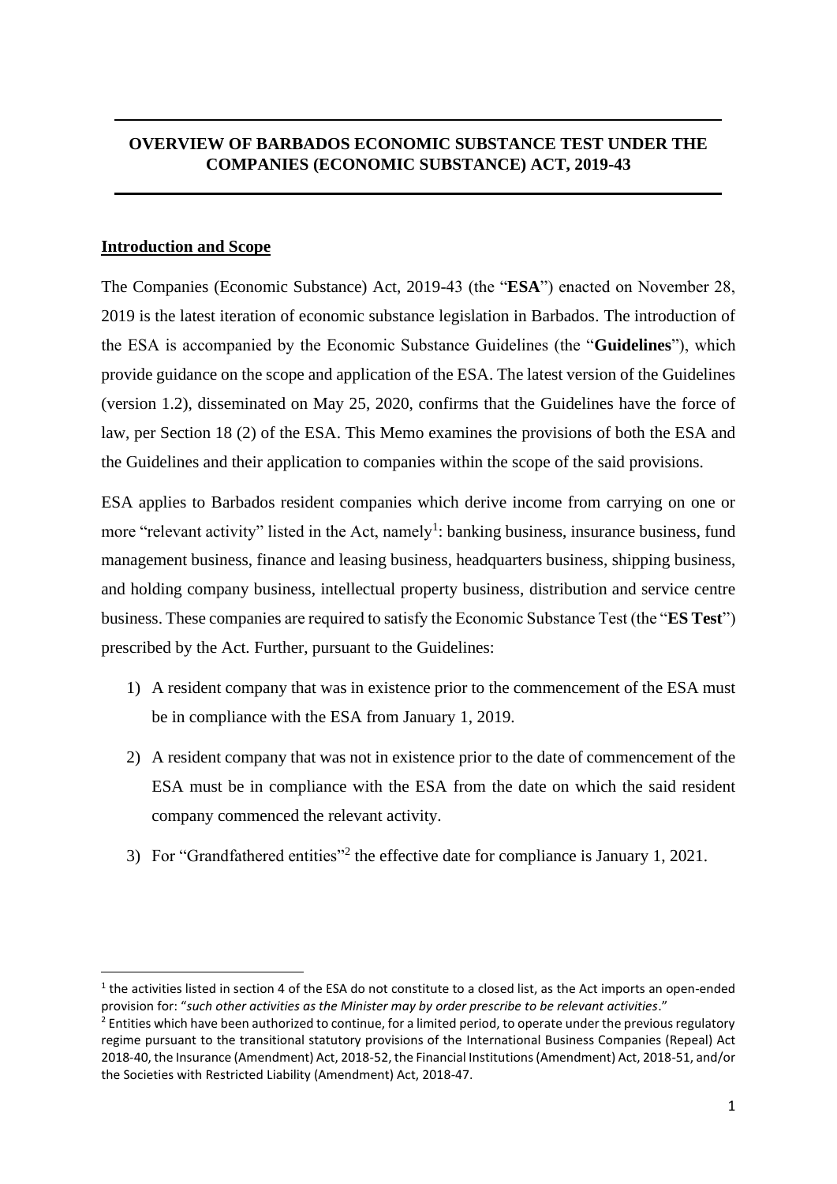# OVERVIEW OF BARBADOS ECONOMIC SUBSTANCE TEST UNDER THE COMPANIES (ECONOMIC SUBSTANCE) ACT, 2019-43

## Introduction and Scope

The Companies (Economic Substance) Act, 2019-43 (the "**ESA**") enacted on November 28, 2019 is the latest iteration of economic substance legislation in Barbados. The introduction of the ESA is accompanied by the Economic Substance Guidelines (the "**Guidelines**"), which provide guidance on the scope and application of the ESA. The latest version of the Guidelines (version 1.2), disseminated on May 25, 2020, confirms that the Guidelines have the force of law, per Section 18 (2) of the ESA. This Memo examines the provisions of both the ESA and the Guidelines and their application to companies within the scope of the said provisions.

ESA applies to Barbados resident companies which derive income from carrying on one or more "relevant activity" listed in the Act, namely[1]: banking business, insurance business, fund management business, finance and leasing business, headquarters business, shipping business, and holding company business, intellectual property business, distribution and service centre business. These companies are required to satisfy the Economic Substance Test (the "**ES Test**") prescribed by the Act. Further, pursuant to the Guidelines:

1) A resident company that was in existence prior to the commencement of the ESA must be in compliance with the ESA from January 1, 2019.
2) A resident company that was not in existence prior to the date of commencement of the ESA must be in compliance with the ESA from the date on which the said resident company commenced the relevant activity.
3) For "Grandfathered entities"[2] the effective date for compliance is January 1, 2021.

---

[1] the activities listed in section 4 of the ESA do not constitute to a closed list, as the Act imports an open-ended provision for: "*such other activities as the Minister may by order prescribe to be relevant activities*."

[2] Entities which have been authorized to continue, for a limited period, to operate under the previous regulatory regime pursuant to the transitional statutory provisions of the International Business Companies (Repeal) Act 2018-40, the Insurance (Amendment) Act, 2018-52, the Financial Institutions (Amendment) Act, 2018-51, and/or the Societies with Restricted Liability (Amendment) Act, 2018-47.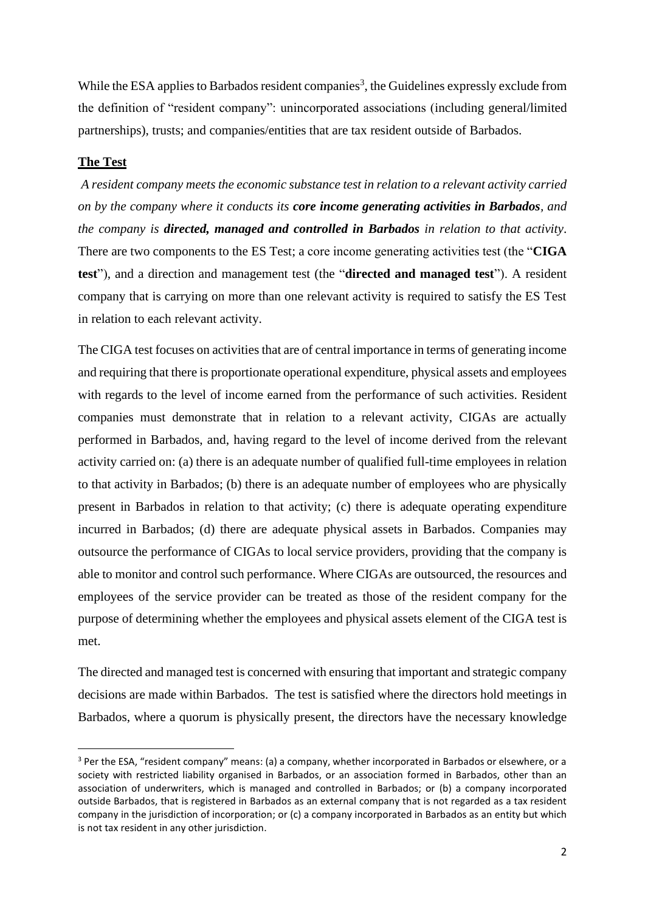While the ESA applies to Barbados resident companies[3], the Guidelines expressly exclude from the definition of "resident company": unincorporated associations (including general/limited partnerships), trusts; and companies/entities that are tax resident outside of Barbados.

## **The Test**

*A resident company meets the economic substance test in relation to a relevant activity carried on by the company where it conducts its **core income generating activities in Barbados**, and the company is **directed, managed and controlled in Barbados** in relation to that activity*. There are two components to the ES Test; a core income generating activities test (the "**CIGA test**"), and a direction and management test (the "**directed and managed test**"). A resident company that is carrying on more than one relevant activity is required to satisfy the ES Test in relation to each relevant activity.

The CIGA test focuses on activities that are of central importance in terms of generating income and requiring that there is proportionate operational expenditure, physical assets and employees with regards to the level of income earned from the performance of such activities. Resident companies must demonstrate that in relation to a relevant activity, CIGAs are actually performed in Barbados, and, having regard to the level of income derived from the relevant activity carried on: (a) there is an adequate number of qualified full-time employees in relation to that activity in Barbados; (b) there is an adequate number of employees who are physically present in Barbados in relation to that activity; (c) there is adequate operating expenditure incurred in Barbados; (d) there are adequate physical assets in Barbados. Companies may outsource the performance of CIGAs to local service providers, providing that the company is able to monitor and control such performance. Where CIGAs are outsourced, the resources and employees of the service provider can be treated as those of the resident company for the purpose of determining whether the employees and physical assets element of the CIGA test is met.

The directed and managed test is concerned with ensuring that important and strategic company decisions are made within Barbados. The test is satisfied where the directors hold meetings in Barbados, where a quorum is physically present, the directors have the necessary knowledge

---

[3] Per the ESA, "resident company" means: (a) a company, whether incorporated in Barbados or elsewhere, or a society with restricted liability organised in Barbados, or an association formed in Barbados, other than an association of underwriters, which is managed and controlled in Barbados; or (b) a company incorporated outside Barbados, that is registered in Barbados as an external company that is not regarded as a tax resident company in the jurisdiction of incorporation; or (c) a company incorporated in Barbados as an entity but which is not tax resident in any other jurisdiction.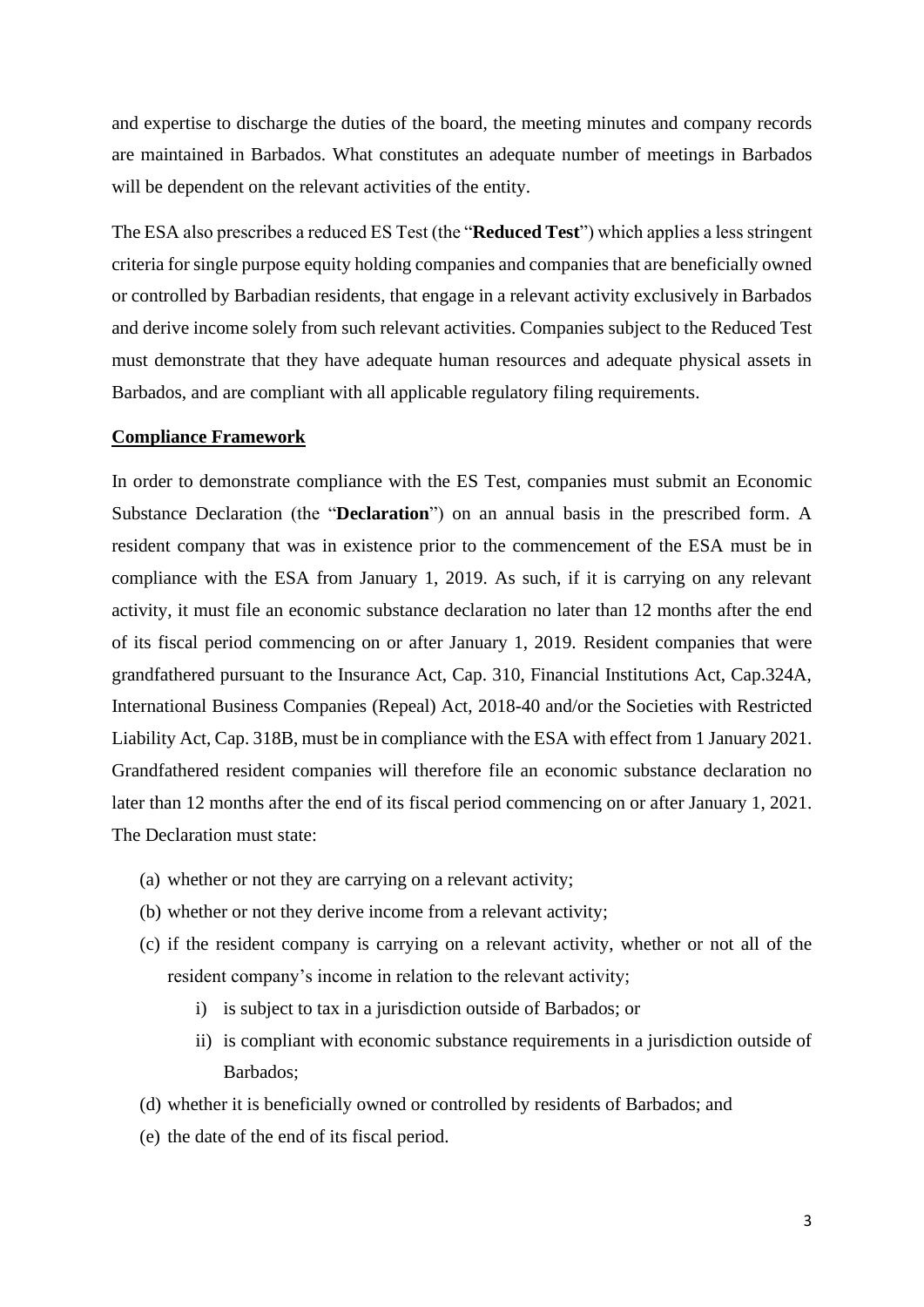and expertise to discharge the duties of the board, the meeting minutes and company records are maintained in Barbados. What constitutes an adequate number of meetings in Barbados will be dependent on the relevant activities of the entity.

The ESA also prescribes a reduced ES Test (the "**Reduced Test**") which applies a less stringent criteria for single purpose equity holding companies and companies that are beneficially owned or controlled by Barbadian residents, that engage in a relevant activity exclusively in Barbados and derive income solely from such relevant activities. Companies subject to the Reduced Test must demonstrate that they have adequate human resources and adequate physical assets in Barbados, and are compliant with all applicable regulatory filing requirements.

**Compliance Framework**

In order to demonstrate compliance with the ES Test, companies must submit an Economic Substance Declaration (the "**Declaration**") on an annual basis in the prescribed form. A resident company that was in existence prior to the commencement of the ESA must be in compliance with the ESA from January 1, 2019. As such, if it is carrying on any relevant activity, it must file an economic substance declaration no later than 12 months after the end of its fiscal period commencing on or after January 1, 2019. Resident companies that were grandfathered pursuant to the Insurance Act, Cap. 310, Financial Institutions Act, Cap.324A, International Business Companies (Repeal) Act, 2018-40 and/or the Societies with Restricted Liability Act, Cap. 318B, must be in compliance with the ESA with effect from 1 January 2021. Grandfathered resident companies will therefore file an economic substance declaration no later than 12 months after the end of its fiscal period commencing on or after January 1, 2021. The Declaration must state:

(a) whether or not they are carrying on a relevant activity;

(b) whether or not they derive income from a relevant activity;

(c) if the resident company is carrying on a relevant activity, whether or not all of the resident company's income in relation to the relevant activity;

  i) is subject to tax in a jurisdiction outside of Barbados; or

  ii) is compliant with economic substance requirements in a jurisdiction outside of Barbados;

(d) whether it is beneficially owned or controlled by residents of Barbados; and

(e) the date of the end of its fiscal period.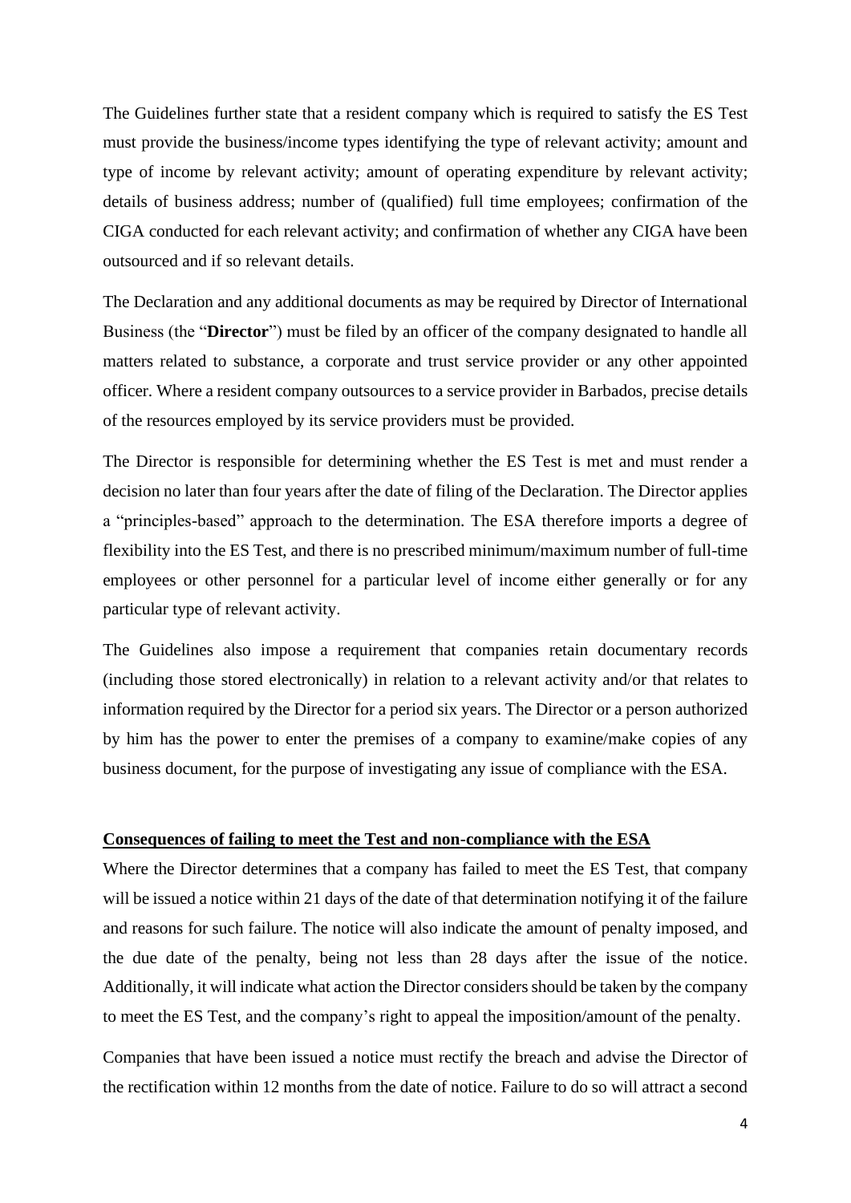The Guidelines further state that a resident company which is required to satisfy the ES Test must provide the business/income types identifying the type of relevant activity; amount and type of income by relevant activity; amount of operating expenditure by relevant activity; details of business address; number of (qualified) full time employees; confirmation of the CIGA conducted for each relevant activity; and confirmation of whether any CIGA have been outsourced and if so relevant details.

The Declaration and any additional documents as may be required by Director of International Business (the "**Director**") must be filed by an officer of the company designated to handle all matters related to substance, a corporate and trust service provider or any other appointed officer. Where a resident company outsources to a service provider in Barbados, precise details of the resources employed by its service providers must be provided.

The Director is responsible for determining whether the ES Test is met and must render a decision no later than four years after the date of filing of the Declaration. The Director applies a "principles-based" approach to the determination. The ESA therefore imports a degree of flexibility into the ES Test, and there is no prescribed minimum/maximum number of full-time employees or other personnel for a particular level of income either generally or for any particular type of relevant activity.

The Guidelines also impose a requirement that companies retain documentary records (including those stored electronically) in relation to a relevant activity and/or that relates to information required by the Director for a period six years. The Director or a person authorized by him has the power to enter the premises of a company to examine/make copies of any business document, for the purpose of investigating any issue of compliance with the ESA.

**Consequences of failing to meet the Test and non-compliance with the ESA**

Where the Director determines that a company has failed to meet the ES Test, that company will be issued a notice within 21 days of the date of that determination notifying it of the failure and reasons for such failure. The notice will also indicate the amount of penalty imposed, and the due date of the penalty, being not less than 28 days after the issue of the notice. Additionally, it will indicate what action the Director considers should be taken by the company to meet the ES Test, and the company's right to appeal the imposition/amount of the penalty.

Companies that have been issued a notice must rectify the breach and advise the Director of the rectification within 12 months from the date of notice. Failure to do so will attract a second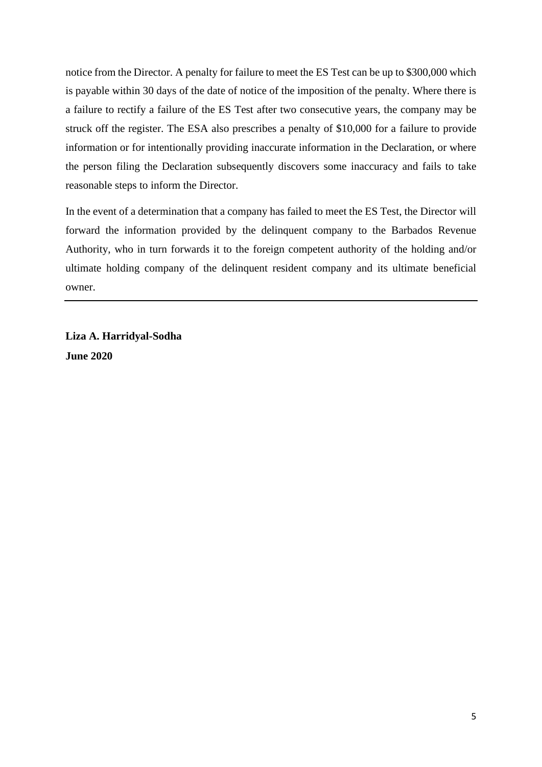notice from the Director. A penalty for failure to meet the ES Test can be up to $300,000 which is payable within 30 days of the date of notice of the imposition of the penalty. Where there is a failure to rectify a failure of the ES Test after two consecutive years, the company may be struck off the register. The ESA also prescribes a penalty of $10,000 for a failure to provide information or for intentionally providing inaccurate information in the Declaration, or where the person filing the Declaration subsequently discovers some inaccuracy and fails to take reasonable steps to inform the Director.

In the event of a determination that a company has failed to meet the ES Test, the Director will forward the information provided by the delinquent company to the Barbados Revenue Authority, who in turn forwards it to the foreign competent authority of the holding and/or ultimate holding company of the delinquent resident company and its ultimate beneficial owner.

---

**Liza A. Harridyal-Sodha**

**June 2020**